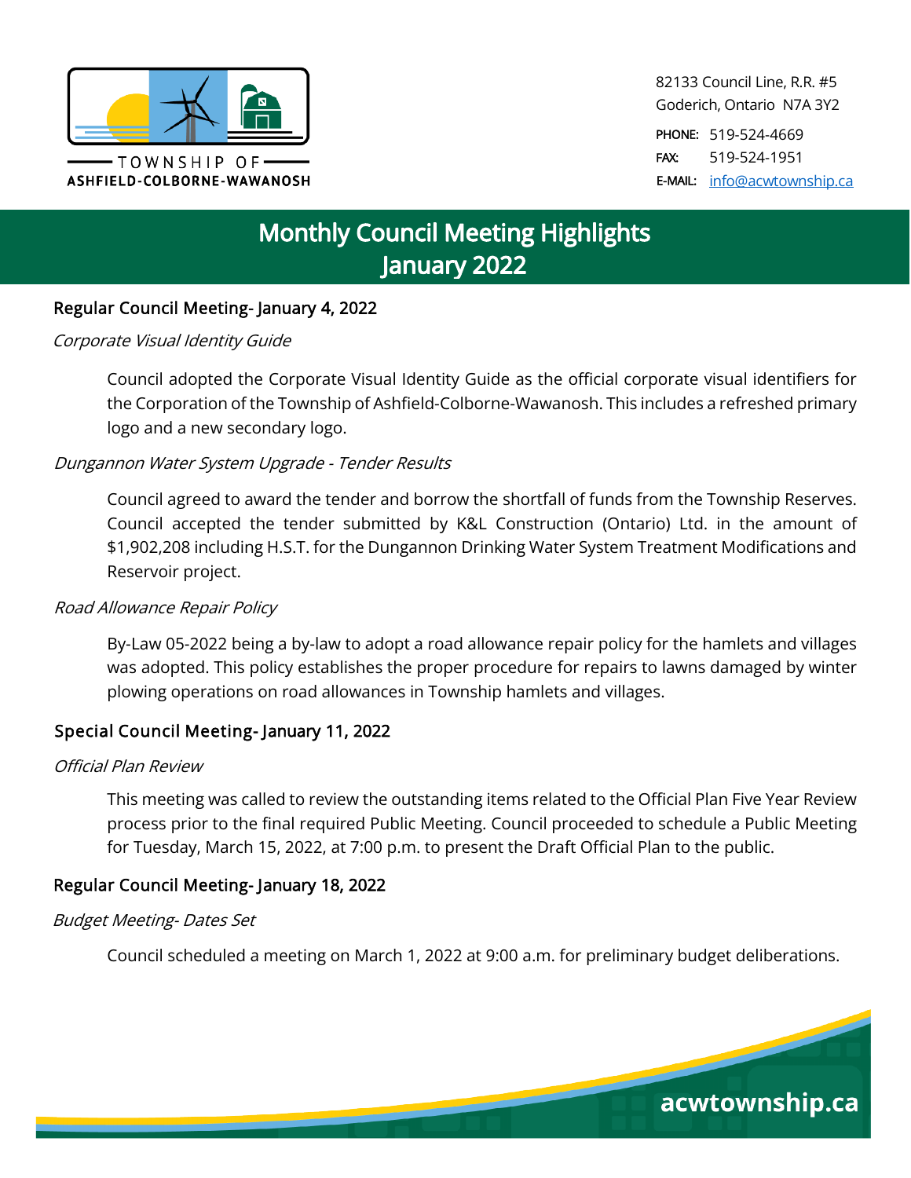TOWNSHIP OF
ASHFIELD-COLBORNE-WAWANOSH

82133 Council Line, R.R. #5
Goderich, Ontario N7A 3Y2

PHONE: 519-524-4669
FAX: 519-524-1951
E-MAIL: info@acwtownship.ca

# Monthly Council Meeting Highlights
# January 2022

## Regular Council Meeting- January 4, 2022

*Corporate Visual Identity Guide*

Council adopted the Corporate Visual Identity Guide as the official corporate visual identifiers for the Corporation of the Township of Ashfield-Colborne-Wawanosh. This includes a refreshed primary logo and a new secondary logo.

*Dungannon Water System Upgrade - Tender Results*

Council agreed to award the tender and borrow the shortfall of funds from the Township Reserves. Council accepted the tender submitted by K&L Construction (Ontario) Ltd. in the amount of $1,902,208 including H.S.T. for the Dungannon Drinking Water System Treatment Modifications and Reservoir project.

*Road Allowance Repair Policy*

By-Law 05-2022 being a by-law to adopt a road allowance repair policy for the hamlets and villages was adopted. This policy establishes the proper procedure for repairs to lawns damaged by winter plowing operations on road allowances in Township hamlets and villages.

## Special Council Meeting- January 11, 2022

*Official Plan Review*

This meeting was called to review the outstanding items related to the Official Plan Five Year Review process prior to the final required Public Meeting. Council proceeded to schedule a Public Meeting for Tuesday, March 15, 2022, at 7:00 p.m. to present the Draft Official Plan to the public.

## Regular Council Meeting- January 18, 2022

*Budget Meeting- Dates Set*

Council scheduled a meeting on March 1, 2022 at 9:00 a.m. for preliminary budget deliberations.

acwtownship.ca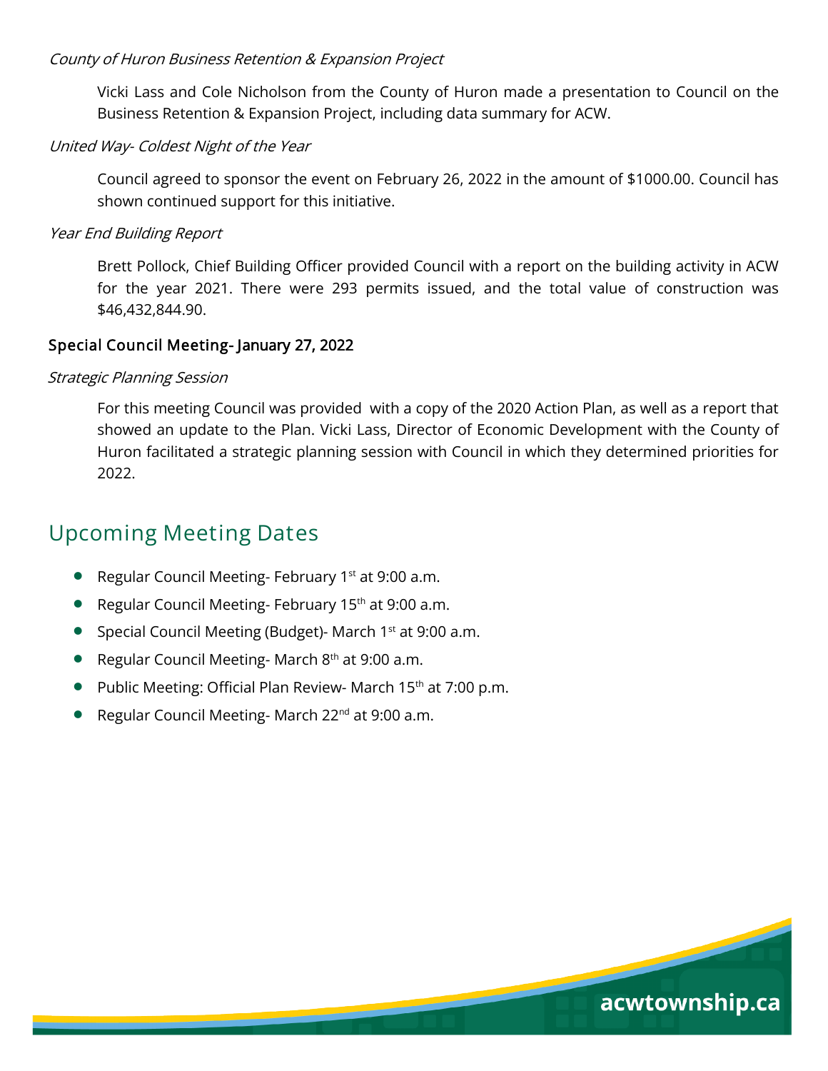*County of Huron Business Retention & Expansion Project*

Vicki Lass and Cole Nicholson from the County of Huron made a presentation to Council on the Business Retention & Expansion Project, including data summary for ACW.

*United Way- Coldest Night of the Year*

Council agreed to sponsor the event on February 26, 2022 in the amount of $1000.00. Council has shown continued support for this initiative.

*Year End Building Report*

Brett Pollock, Chief Building Officer provided Council with a report on the building activity in ACW for the year 2021. There were 293 permits issued, and the total value of construction was $46,432,844.90.

### Special Council Meeting- January 27, 2022

*Strategic Planning Session*

For this meeting Council was provided with a copy of the 2020 Action Plan, as well as a report that showed an update to the Plan. Vicki Lass, Director of Economic Development with the County of Huron facilitated a strategic planning session with Council in which they determined priorities for 2022.

## Upcoming Meeting Dates

- Regular Council Meeting- February 1st at 9:00 a.m.
- Regular Council Meeting- February 15th at 9:00 a.m.
- Special Council Meeting (Budget)- March 1st at 9:00 a.m.
- Regular Council Meeting- March 8th at 9:00 a.m.
- Public Meeting: Official Plan Review- March 15th at 7:00 p.m.
- Regular Council Meeting- March 22nd at 9:00 a.m.

acwtownship.ca